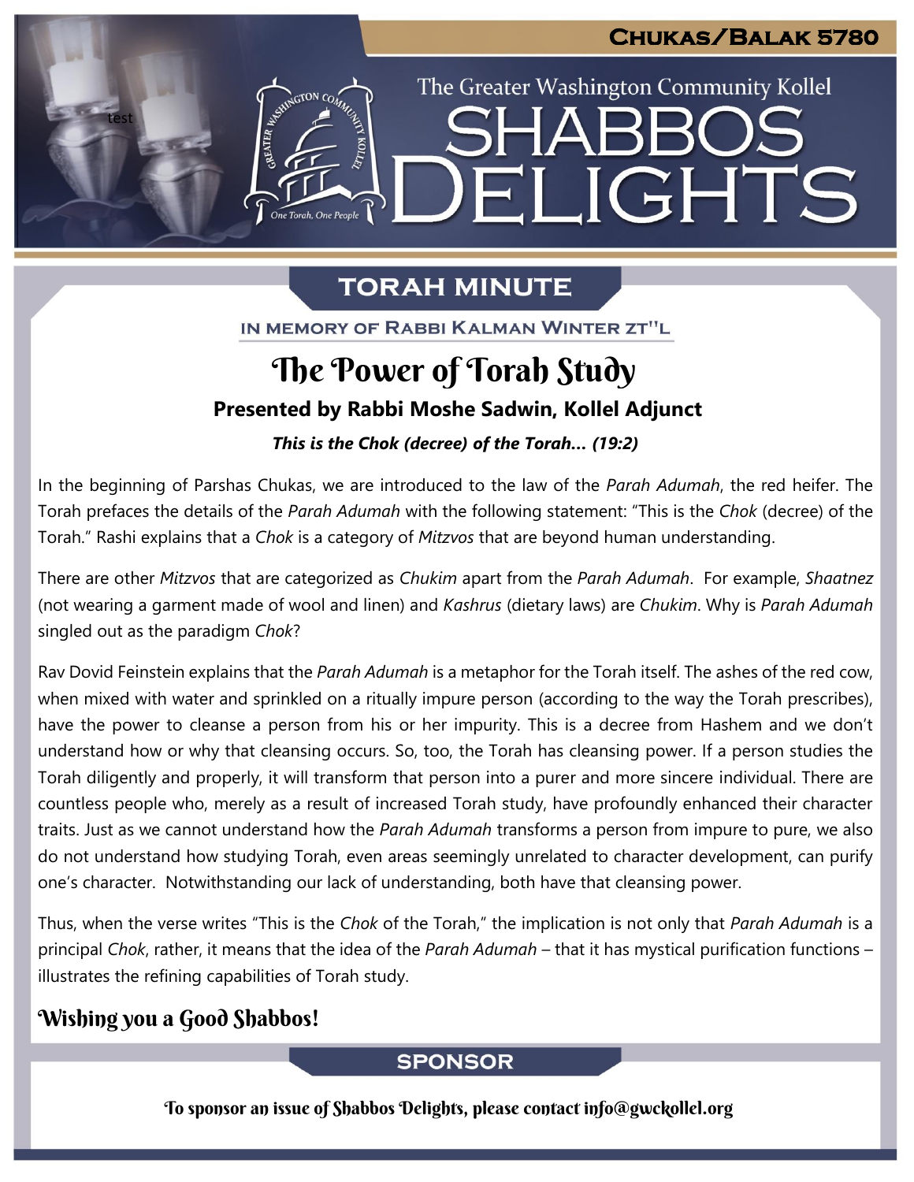Chukas/Balak 5780

The Greater Washington Community Kollel

# Shabbos Delights

## Torah Minute

In Memory of Rabbi Kalman Winter zt"l

# The Power of Torah Study

**Presented by Rabbi Moshe Sadwin, Kollel Adjunct**

***This is the Chok (decree) of the Torah… (19:2)***

In the beginning of Parshas Chukas, we are introduced to the law of the *Parah Adumah*, the red heifer. The Torah prefaces the details of the *Parah Adumah* with the following statement: "This is the *Chok* (decree) of the Torah." Rashi explains that a *Chok* is a category of *Mitzvos* that are beyond human understanding.

There are other *Mitzvos* that are categorized as *Chukim* apart from the *Parah Adumah*. For example, *Shaatnez* (not wearing a garment made of wool and linen) and *Kashrus* (dietary laws) are *Chukim*. Why is *Parah Adumah* singled out as the paradigm *Chok*?

Rav Dovid Feinstein explains that the *Parah Adumah* is a metaphor for the Torah itself. The ashes of the red cow, when mixed with water and sprinkled on a ritually impure person (according to the way the Torah prescribes), have the power to cleanse a person from his or her impurity. This is a decree from Hashem and we don't understand how or why that cleansing occurs. So, too, the Torah has cleansing power. If a person studies the Torah diligently and properly, it will transform that person into a purer and more sincere individual. There are countless people who, merely as a result of increased Torah study, have profoundly enhanced their character traits. Just as we cannot understand how the *Parah Adumah* transforms a person from impure to pure, we also do not understand how studying Torah, even areas seemingly unrelated to character development, can purify one's character. Notwithstanding our lack of understanding, both have that cleansing power.

Thus, when the verse writes "This is the *Chok* of the Torah," the implication is not only that *Parah Adumah* is a principal *Chok*, rather, it means that the idea of the *Parah Adumah* – that it has mystical purification functions – illustrates the refining capabilities of Torah study.

### Wishing you a Good Shabbos!

## Sponsor

To sponsor an issue of Shabbos Delights, please contact info@gwckollel.org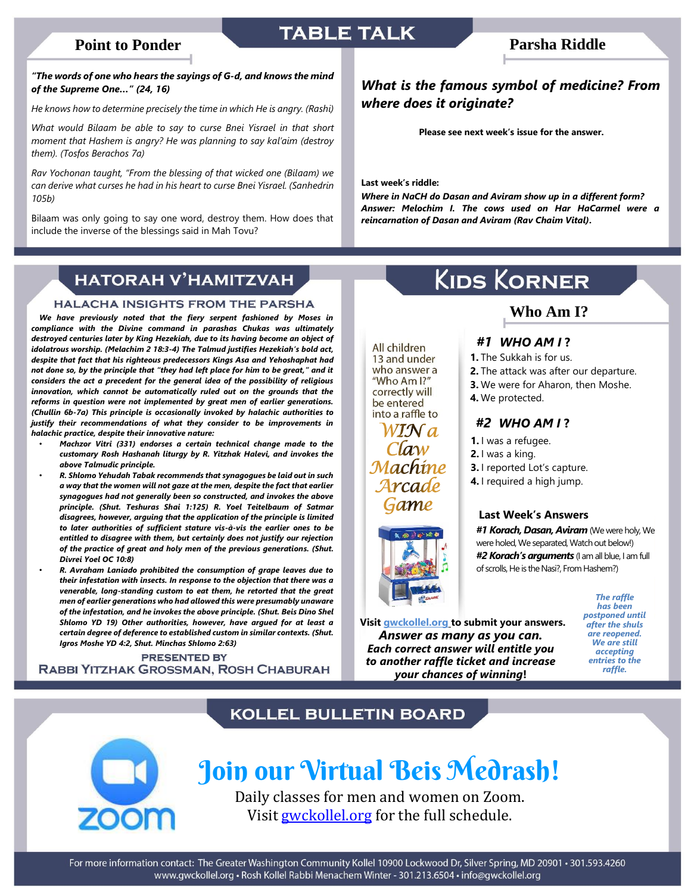# TABLE TALK

## Point to Ponder

***"The words of one who hears the sayings of G-d, and knows the mind of the Supreme One..." (24, 16)***

*He knows how to determine precisely the time in which He is angry. (Rashi)*

*What would Bilaam be able to say to curse Bnei Yisrael in that short moment that Hashem is angry? He was planning to say kal'aim (destroy them). (Tosfos Berachos 7a)*

*Rav Yochonan taught, "From the blessing of that wicked one (Bilaam) we can derive what curses he had in his heart to curse Bnei Yisrael. (Sanhedrin 105b)*

Bilaam was only going to say one word, destroy them. How does that include the inverse of the blessings said in Mah Tovu?

## Parsha Riddle

***What is the famous symbol of medicine? From where does it originate?***

**Please see next week's issue for the answer.**

**Last week's riddle:**

***Where in NaCH do Dasan and Aviram show up in a different form?***

***Answer: Melochim I. The cows used on Har HaCarmel were a reincarnation of Dasan and Aviram (Rav Chaim Vital).***

# HATORAH V'HAMITZVAH

## HALACHA INSIGHTS FROM THE PARSHA

***We have previously noted that the fiery serpent fashioned by Moses in compliance with the Divine command in parashas Chukas was ultimately destroyed centuries later by King Hezekiah, due to its having become an object of idolatrous worship. (Melachim 2 18:3-4) The Talmud justifies Hezekiah's bold act, despite that fact that his righteous predecessors Kings Asa and Yehoshaphat had not done so, by the principle that "they had left place for him to be great," and it considers the act a precedent for the general idea of the possibility of religious innovation, which cannot be automatically ruled out on the grounds that the reforms in question were not implemented by great men of earlier generations. (Chullin 6b-7a) This principle is occasionally invoked by halachic authorities to justify their recommendations of what they consider to be improvements in halachic practice, despite their innovative nature:***

- ***Machzor Vitri (331) endorses a certain technical change made to the customary Rosh Hashanah liturgy by R. Yitzhak Halevi, and invokes the above Talmudic principle.***
- ***R. Shlomo Yehudah Tabak recommends that synagogues be laid out in such a way that the women will not gaze at the men, despite the fact that earlier synagogues had not generally been so constructed, and invokes the above principle. (Shut. Teshuras Shai 1:125) R. Yoel Teitelbaum of Satmar disagrees, however, arguing that the application of the principle is limited to later authorities of sufficient stature vis-à-vis the earlier ones to be entitled to disagree with them, but certainly does not justify our rejection of the practice of great and holy men of the previous generations. (Shut. Divrei Yoel OC 10:8)***
- ***R. Avraham Laniado prohibited the consumption of grape leaves due to their infestation with insects. In response to the objection that there was a venerable, long-standing custom to eat them, he retorted that the great men of earlier generations who had allowed this were presumably unaware of the infestation, and he invokes the above principle. (Shut. Beis Dino Shel Shlomo YD 19) Other authorities, however, have argued for at least a certain degree of deference to established custom in similar contexts. (Shut. Igros Moshe YD 4:2, Shut. Minchas Shlomo 2:63)***

PRESENTED BY
RABBI YITZHAK GROSSMAN, ROSH CHABURAH

# KIDS KORNER

## Who Am I?

All children 13 and under who answer a "Who Am I?" correctly will be entered into a raffle to WIN a Claw Machine Arcade Game

### *#1 WHO AM I ?*

1. The Sukkah is for us.
2. The attack was after our departure.
3. We were for Aharon, then Moshe.
4. We protected.

### *#2 WHO AM I ?*

1. I was a refugee.
2. I was a king.
3. I reported Lot's capture.
4. I required a high jump.

### Last Week's Answers

***#1 Korach, Dasan, Aviram*** (We were holy, We were holed, We separated, Watch out below!)

***#2 Korach's arguments*** (I am all blue, I am full of scrolls, He is the Nasi?, From Hashem?)

**Visit gwckollel.org to submit your answers.**
***Answer as many as you can. Each correct answer will entitle you to another raffle ticket and increase your chances of winning!***

*The raffle has been postponed until after the shuls are reopened. We are still accepting entries to the raffle.*

# KOLLEL BULLETIN BOARD

## Join our Virtual Beis Medrash!

Daily classes for men and women on Zoom.
Visit gwckollel.org for the full schedule.

For more information contact: The Greater Washington Community Kollel 10900 Lockwood Dr, Silver Spring, MD 20901 • 301.593.4260
www.gwckollel.org • Rosh Kollel Rabbi Menachem Winter - 301.213.6504 • info@gwckollel.org